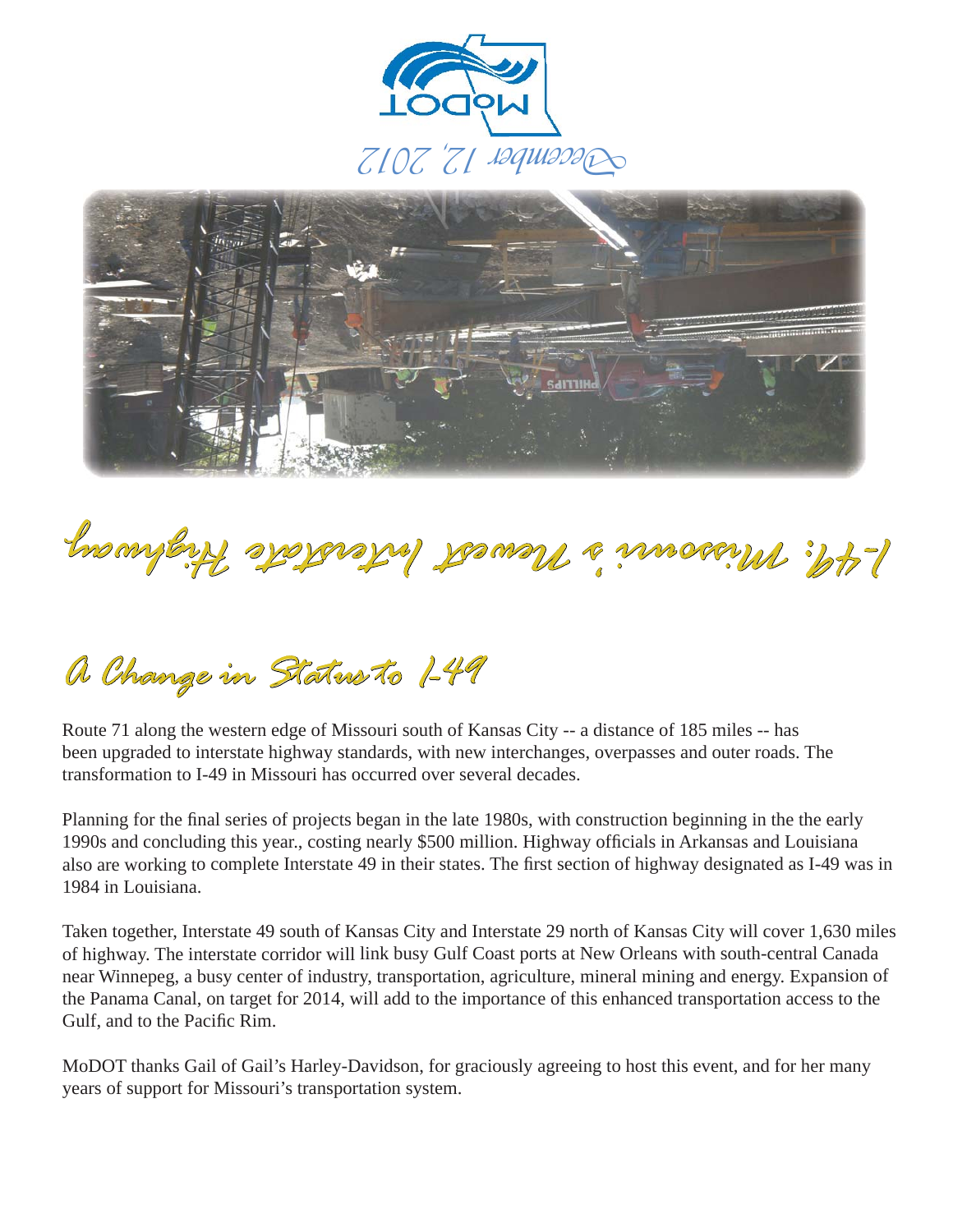December 12, 2012

# I-49: Missouri's Newest Interstate Highway

## A Change in Status to I-49

Route 71 along the western edge of Missouri south of Kansas City -- a distance of 185 miles -- has been upgraded to interstate highway standards, with new interchanges, overpasses and outer roads. The transformation to I-49 in Missouri has occurred over several decades.

Planning for the final series of projects began in the late 1980s, with construction beginning in the the early 1990s and concluding this year., costing nearly $500 million. Highway officials in Arkansas and Louisiana also are working to complete Interstate 49 in their states. The first section of highway designated as I-49 was in 1984 in Louisiana.

Taken together, Interstate 49 south of Kansas City and Interstate 29 north of Kansas City will cover 1,630 miles of highway. The interstate corridor will link busy Gulf Coast ports at New Orleans with south-central Canada near Winnepeg, a busy center of industry, transportation, agriculture, mineral mining and energy. Expansion of the Panama Canal, on target for 2014, will add to the importance of this enhanced transportation access to the Gulf, and to the Pacific Rim.

MoDOT thanks Gail of Gail's Harley-Davidson, for graciously agreeing to host this event, and for her many years of support for Missouri's transportation system.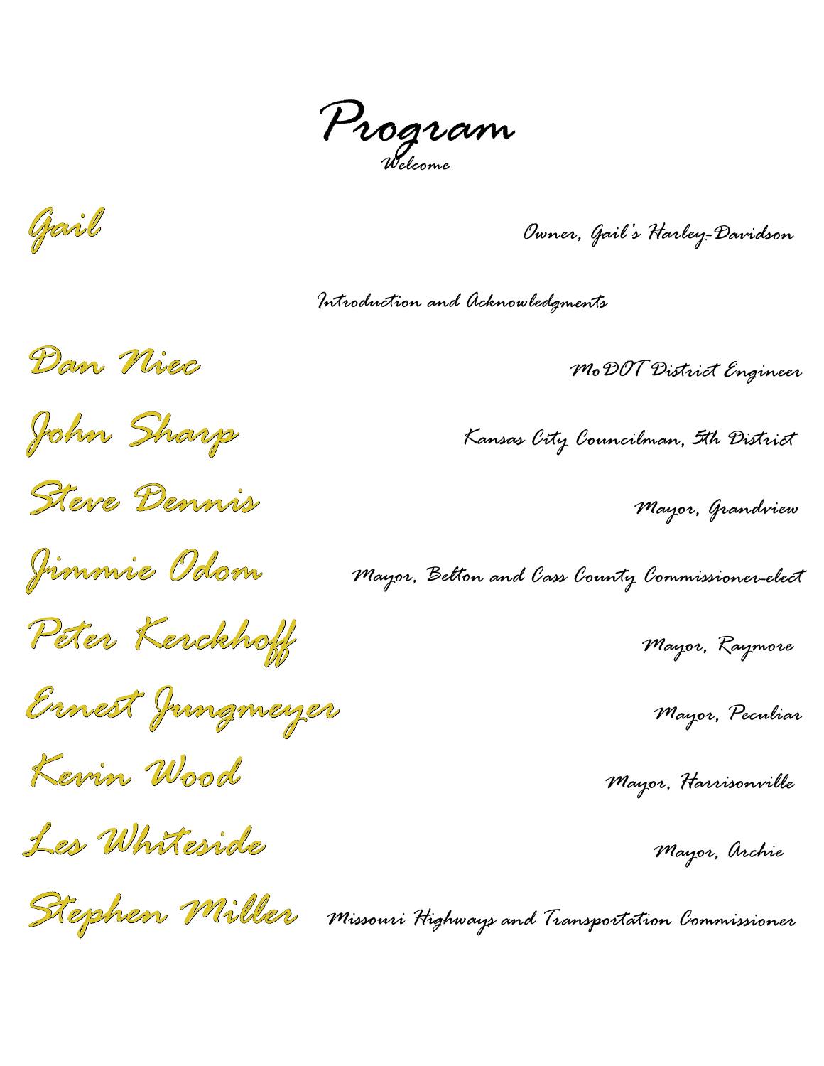# Program

Welcome

Gail — Owner, Gail's Harley-Davidson

Introduction and Acknowledgments

Dan Niec — MoDOT District Engineer

John Sharp — Kansas City Councilman, 5th District

Steve Dennis — Mayor, Grandview

Jimmie Odom — Mayor, Belton and Cass County Commissioner-elect

Peter Kerckhoff — Mayor, Raymore

Ernest Jungmeyer — Mayor, Peculiar

Kevin Wood — Mayor, Harrisonville

Les Whiteside — Mayor, Archie

Stephen Miller — Missouri Highways and Transportation Commissioner